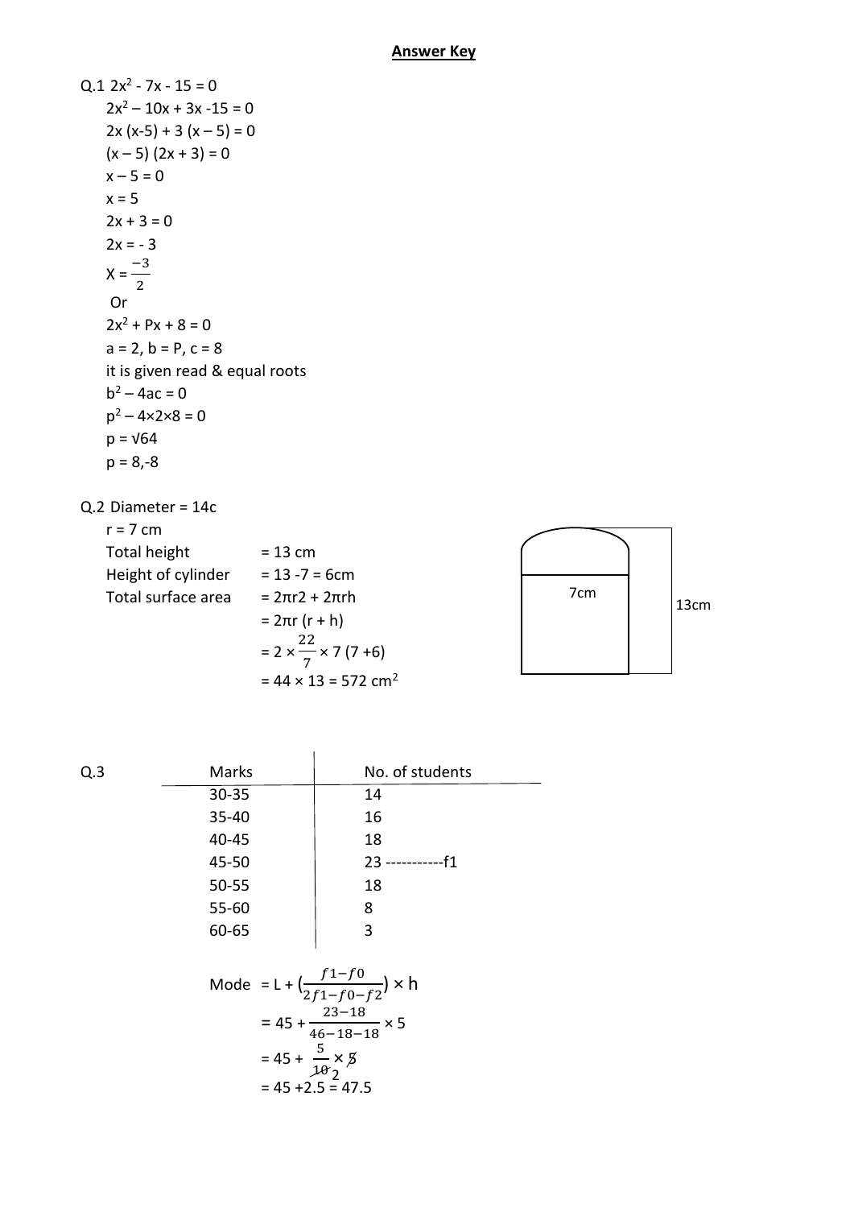# Answer Key

Q.1 $2x^2 - 7x - 15 = 0$

$2x^2 - 10x + 3x - 15 = 0$

$2x (x-5) + 3 (x - 5) = 0$

$(x - 5) (2x + 3) = 0$

$x - 5 = 0$

$x = 5$

$2x + 3 = 0$

$2x = -3$

$X = \frac{-3}{2}$

Or

$2x^2 + Px + 8 = 0$

$a = 2, b = P, c = 8$

it is given read & equal roots

$b^2 - 4ac = 0$

$p^2 - 4 \times 2 \times 8 = 0$

$p = \sqrt{64}$

$p = 8, -8$

Q.2 Diameter = 14c

r = 7 cm

Total height = 13 cm

Height of cylinder = 13 - 7 = 6cm

Total surface area $= 2\pi r2 + 2\pi rh$

$= 2\pi r (r + h)$

$= 2 \times \frac{22}{7} \times 7 (7 + 6)$

$= 44 \times 13 = 572 \text{ cm}^2$

7cm

13cm

Q.3

| Marks | No. of students |
|---|---|
| 30-35 | 14 |
| 35-40 | 16 |
| 40-45 | 18 |
| 45-50 | 23 -----------f1 |
| 50-55 | 18 |
| 55-60 | 8 |
| 60-65 | 3 |

Mode $= L + \left(\frac{f1 - f0}{2f1 - f0 - f2}\right) \times h$

$= 45 + \frac{23 - 18}{46 - 18 - 18} \times 5$

$= 45 + \frac{5}{10_2} \times 5$

$= 45 + 2.5 = 47.5$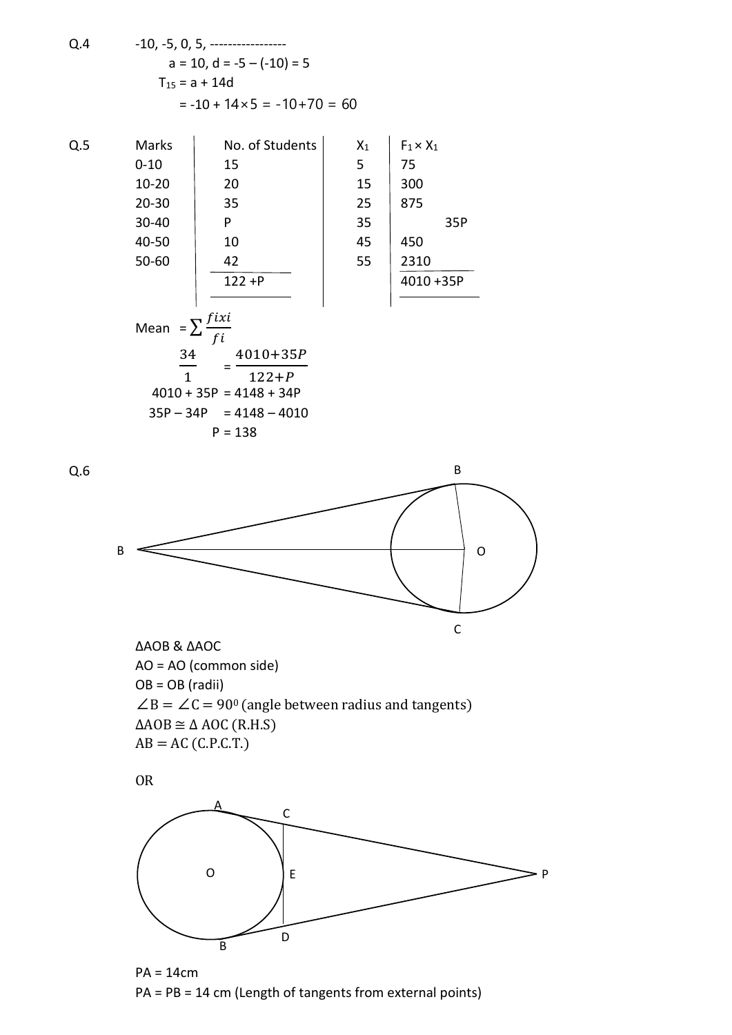Q.4 $-10, -5, 0, 5,$ -----------------

$a = 10, d = -5 - (-10) = 5$

$T_{15} = a + 14d$

$= -10 + 14 \times 5 = -10 + 70 = 60$

Q.5

| Marks | No. of Students | $X_1$ | $F_1 \times X_1$ |
|---|---|---|---|
| 0-10 | 15 | 5 | 75 |
| 10-20 | 20 | 15 | 300 |
| 20-30 | 35 | 25 | 875 |
| 30-40 | P | 35 | 35P |
| 40-50 | 10 | 45 | 450 |
| 50-60 | 42 | 55 | 2310 |
| | 122 +P | | 4010 +35P |

Mean $= \sum \frac{fixi}{fi}$

$\frac{34}{1} = \frac{4010+35P}{122+P}$

$4010 + 35P = 4148 + 34P$

$35P - 34P = 4148 - 4010$

$P = 138$

Q.6

B, O, B, C

$\Delta AOB$ & $\Delta AOC$

AO = AO (common side)

OB = OB (radii)

$\angle B = \angle C = 90^0$ (angle between radius and tangents)

$\Delta AOB \cong \Delta AOC$ (R.H.S)

$AB = AC$ (C.P.C.T.)

OR

A, C, O, E, P, B, D

PA = 14cm

PA = PB = 14 cm (Length of tangents from external points)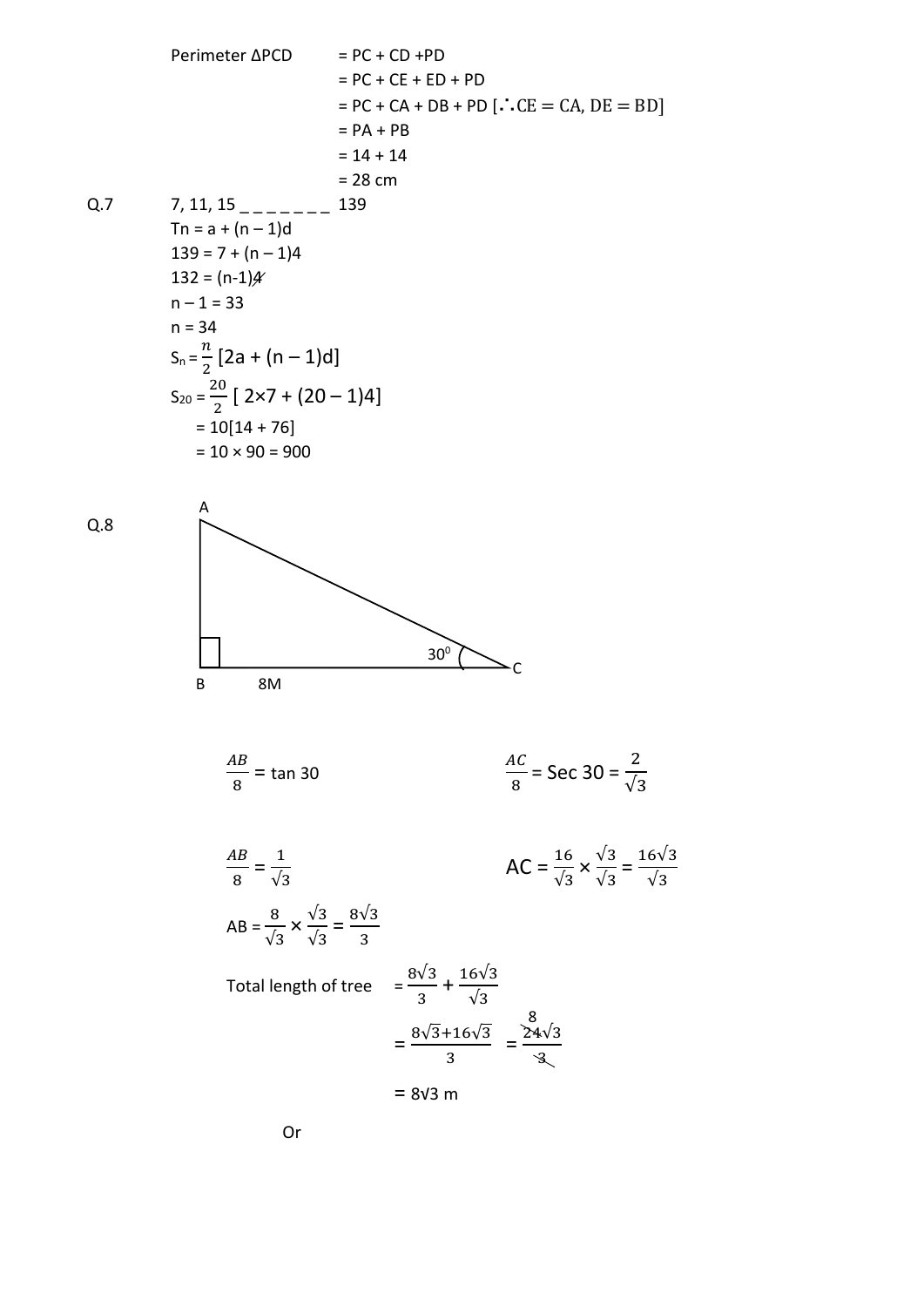Perimeter ΔPCD = PC + CD + PD

= PC + CE + ED + PD

= PC + CA + DB + PD [$\because$ CE = CA, DE = BD]

= PA + PB

= 14 + 14

= 28 cm

**Q.7** 7, 11, 15 _ _ _ _ _ _ _ 139

$T_n = a + (n - 1)d$

$139 = 7 + (n - 1)4$

$132 = (n-1)4$

$n - 1 = 33$

$n = 34$

$S_n = \frac{n}{2}[2a + (n - 1)d]$

$S_{20} = \frac{20}{2}[2\times7 + (20 - 1)4]$

$= 10[14 + 76]$

$= 10 \times 90 = 900$

**Q.8**

(Figure: right triangle ABC with right angle at B, BC = 8M, angle at C = $30^0$)

$\frac{AB}{8} = \tan 30$

$\frac{AB}{8} = \frac{1}{\sqrt{3}}$

$AB = \frac{8}{\sqrt{3}} \times \frac{\sqrt{3}}{\sqrt{3}} = \frac{8\sqrt{3}}{3}$

$\frac{AC}{8} = \text{Sec } 30 = \frac{2}{\sqrt{3}}$

$AC = \frac{16}{\sqrt{3}} \times \frac{\sqrt{3}}{\sqrt{3}} = \frac{16\sqrt{3}}{\sqrt{3}}$

Total length of tree $= \frac{8\sqrt{3}}{3} + \frac{16\sqrt{3}}{\sqrt{3}}$

$= \frac{8\sqrt{3}+16\sqrt{3}}{3} = \frac{24\sqrt{3}}{3}$

$= 8\sqrt{3}$ m

Or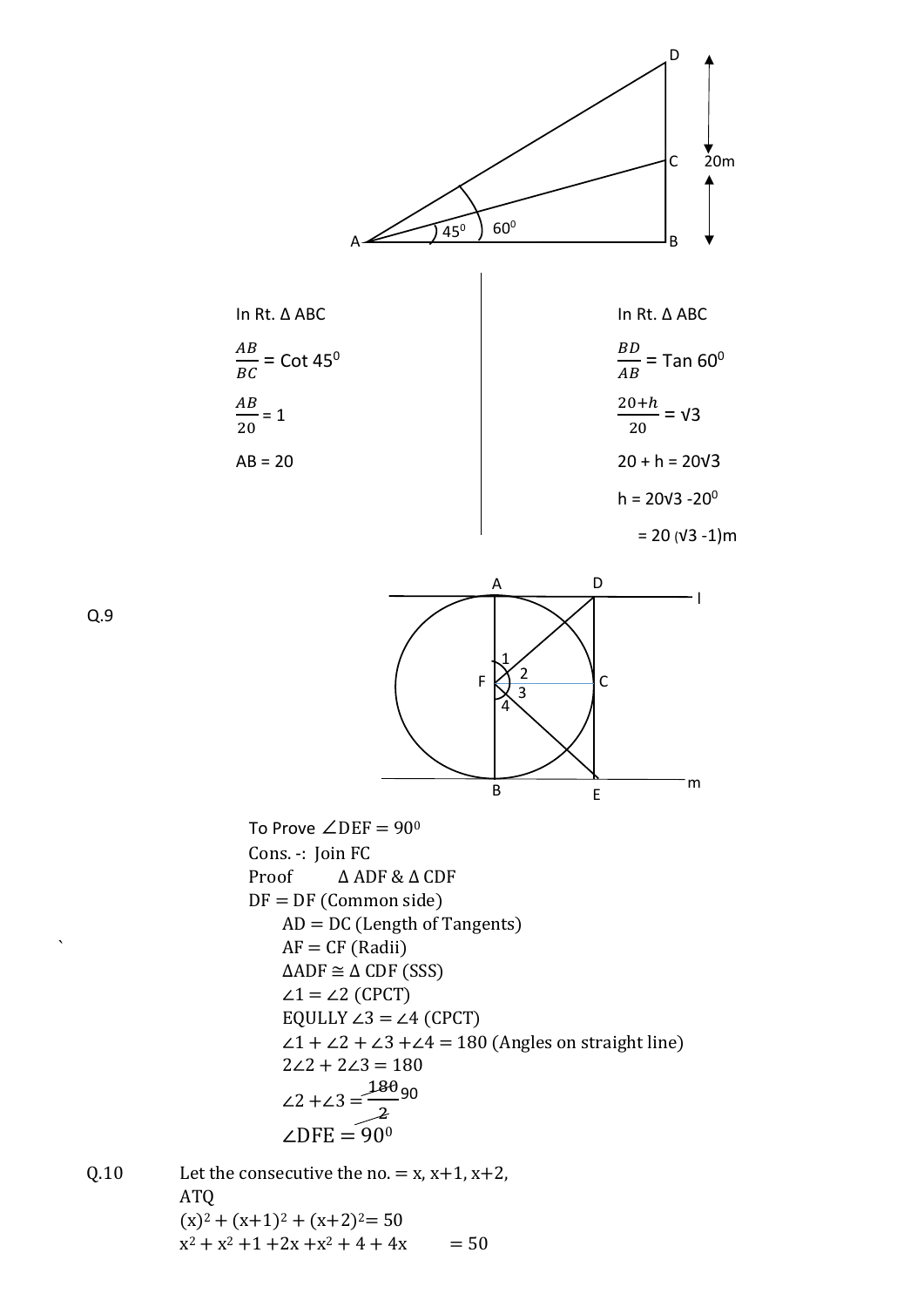In Rt. Δ ABC

$\frac{AB}{BC}$ = Cot $45^0$

$\frac{AB}{20}$ = 1

AB = 20

In Rt. Δ ABC

$\frac{BD}{AB}$ = Tan $60^0$

$\frac{20+h}{20}$ = √3

20 + h = 20√3

h = 20√3 -$20^0$

= 20 (√3 -1)m

Q.9

To Prove $\angle DEF = 90^0$

Cons. -: Join FC

Proof Δ ADF & Δ CDF

DF = DF (Common side)

AD = DC (Length of Tangents)

AF = CF (Radii)

ΔADF ≅ Δ CDF (SSS)

$\angle 1 = \angle 2$ (CPCT)

EQULLY $\angle 3 = \angle 4$ (CPCT)

$\angle 1 + \angle 2 + \angle 3 + \angle 4 = 180$ (Angles on straight line)

$2\angle 2 + 2\angle 3 = 180$

$\angle 2 + \angle 3 = \frac{180}{2}$ 90

$\angle DFE = 90^0$

Q.10 Let the consecutive the no. = x, x+1, x+2,

ATQ

$(x)^2 + (x+1)^2 + (x+2)^2 = 50$

$x^2 + x^2 + 1 + 2x + x^2 + 4 + 4x = 50$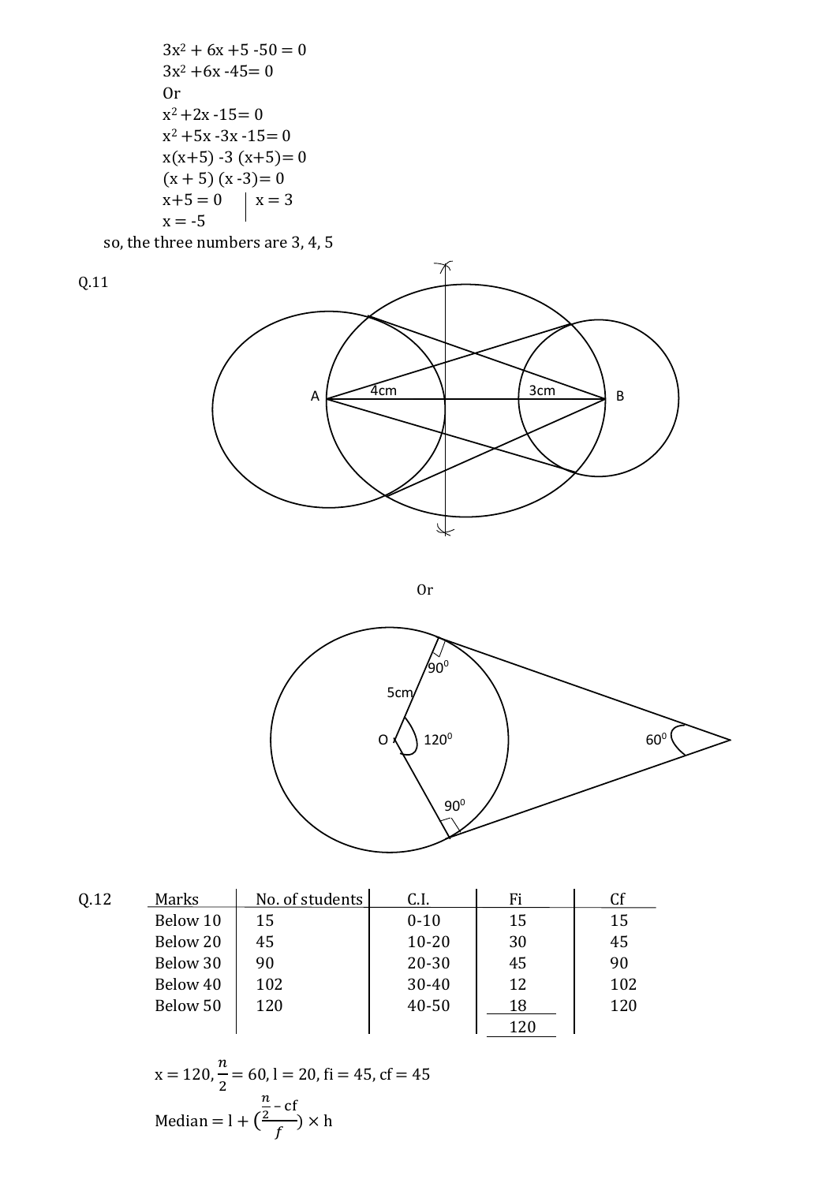$3x^2 + 6x + 5 - 50 = 0$

$3x^2 + 6x - 45 = 0$

Or

$x^2 + 2x - 15 = 0$

$x^2 + 5x - 3x - 15 = 0$

$x(x+5) - 3(x+5) = 0$

$(x+5)(x-3) = 0$

$x + 5 = 0 \quad | \quad x = 3$

$x = -5$

so, the three numbers are 3, 4, 5

Q.11

A 4cm 3cm B

Or

90⁰ 5cm O 120⁰ 60⁰ 90⁰

Q.12

| Marks | No. of students | C.I. | Fi | Cf |
|---|---|---|---|---|
| Below 10 | 15 | 0-10 | 15 | 15 |
| Below 20 | 45 | 10-20 | 30 | 45 |
| Below 30 | 90 | 20-30 | 45 | 90 |
| Below 40 | 102 | 30-40 | 12 | 102 |
| Below 50 | 120 | 40-50 | 18 | 120 |
| | | | 120 | |

$x = 120, \frac{n}{2} = 60, l = 20, fi = 45, cf = 45$

$\text{Median} = l + \left(\frac{\frac{n}{2} - cf}{f}\right) \times h$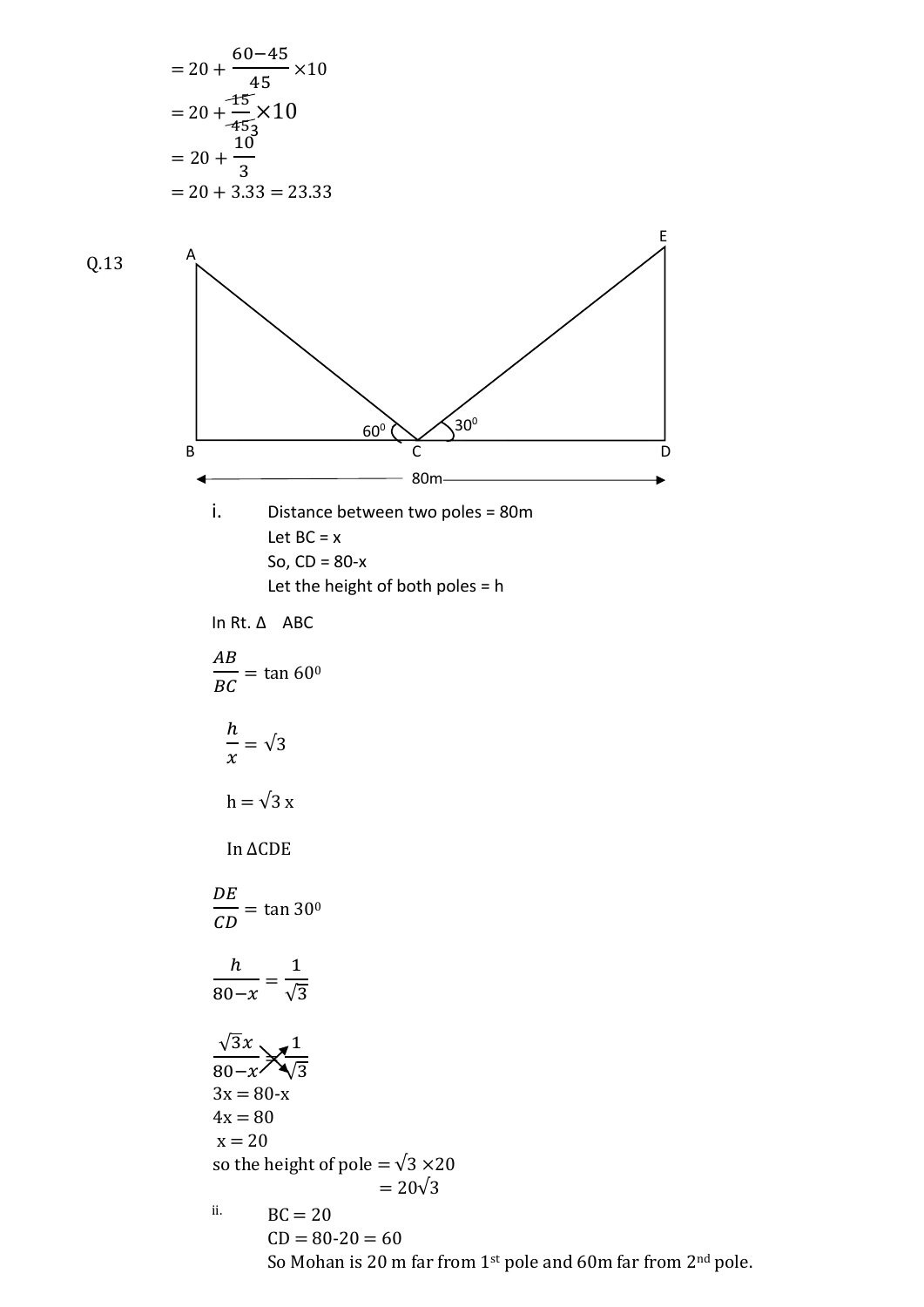$$= 20 + \frac{60-45}{45} \times 10$$

$$= 20 + \frac{15}{45_3} \times 10$$

$$= 20 + \frac{10}{3}$$

$$= 20 + 3.33 = 23.33$$

Q.13

i. Distance between two poles = 80m

Let BC = x

So, CD = 80-x

Let the height of both poles = h

In Rt. Δ ABC

$$\frac{AB}{BC} = \tan 60^0$$

$$\frac{h}{x} = \sqrt{3}$$

$$h = \sqrt{3}\, x$$

In ΔCDE

$$\frac{DE}{CD} = \tan 30^0$$

$$\frac{h}{80-x} = \frac{1}{\sqrt{3}}$$

$$\frac{\sqrt{3}x}{80-x} = \frac{1}{\sqrt{3}}$$

$3x = 80\text{-}x$

$4x = 80$

$x = 20$

so the height of pole $= \sqrt{3} \times 20$

$= 20\sqrt{3}$

ii. BC = 20

CD = 80-20 = 60

So Mohan is 20 m far from 1st pole and 60m far from 2nd pole.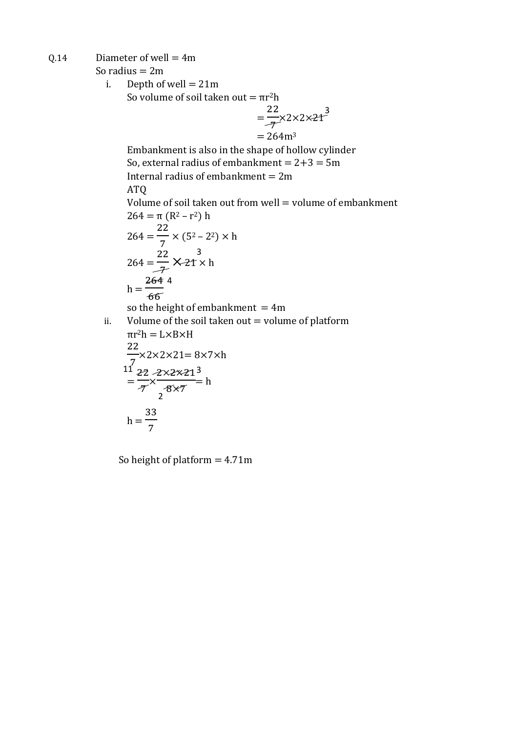Q.14 Diameter of well = 4m

So radius = 2m

i. Depth of well = 21m

So volume of soil taken out = $\pi r^2 h$

$$= \frac{22}{7} \times 2 \times 2 \times 21$$

$$= 264 m^3$$

Embankment is also in the shape of hollow cylinder

So, external radius of embankment = 2+3 = 5m

Internal radius of embankment = 2m

ATQ

Volume of soil taken out from well = volume of embankment

$264 = \pi (R^2 - r^2) h$

$264 = \frac{22}{7} \times (5^2 - 2^2) \times h$

$264 = \frac{22}{7} \times 21 \times h$

$h = \frac{264}{66}$

so the height of embankment = 4m

ii. Volume of the soil taken out = volume of platform

$\pi r^2 h = L \times B \times H$

$\frac{22}{7} \times 2 \times 2 \times 21 = 8 \times 7 \times h$

$= \frac{22}{7} \times \frac{2 \times 2 \times 21}{8 \times 7} = h$

$h = \frac{33}{7}$

So height of platform = 4.71m